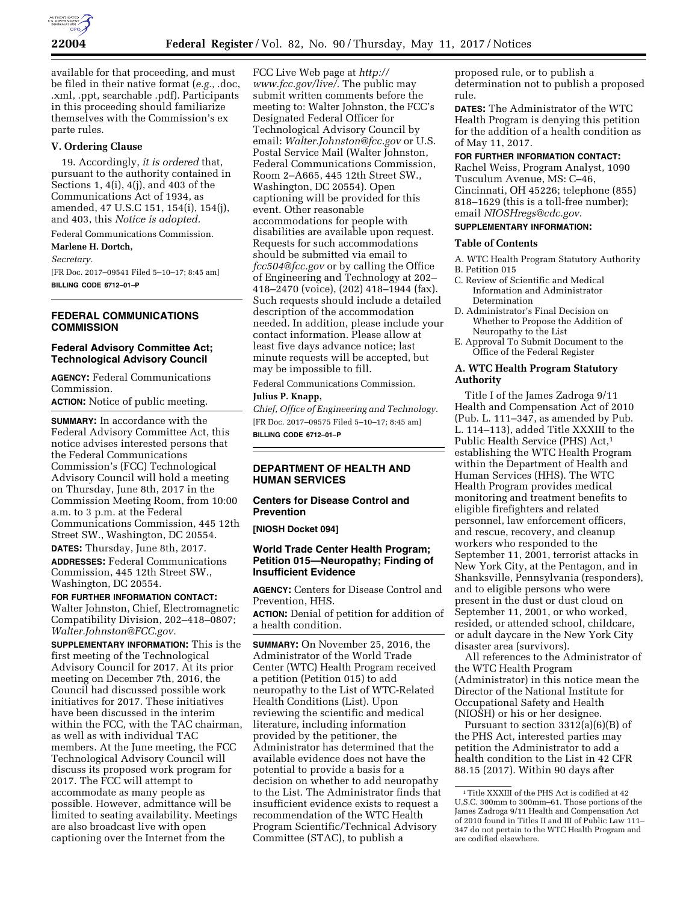available for that proceeding, and must be filed in their native format (*e.g.,* .doc, .xml, .ppt, searchable .pdf). Participants in this proceeding should familiarize themselves with the Commission's ex parte rules.

### V. Ordering Clause

19. Accordingly, *it is ordered* that, pursuant to the authority contained in Sections 1, 4(i), 4(j), and 403 of the Communications Act of 1934, as amended, 47 U.S.C 151, 154(i), 154(j), and 403, this *Notice is adopted.*

Federal Communications Commission.

**Marlene H. Dortch,**

*Secretary.*

[FR Doc. 2017–09541 Filed 5–10–17; 8:45 am]

**BILLING CODE 6712–01–P**

## FEDERAL COMMUNICATIONS COMMISSION

### Federal Advisory Committee Act; Technological Advisory Council

**AGENCY:** Federal Communications Commission.

**ACTION:** Notice of public meeting.

**SUMMARY:** In accordance with the Federal Advisory Committee Act, this notice advises interested persons that the Federal Communications Commission's (FCC) Technological Advisory Council will hold a meeting on Thursday, June 8th, 2017 in the Commission Meeting Room, from 10:00 a.m. to 3 p.m. at the Federal Communications Commission, 445 12th Street SW., Washington, DC 20554.

**DATES:** Thursday, June 8th, 2017.

**ADDRESSES:** Federal Communications Commission, 445 12th Street SW., Washington, DC 20554.

**FOR FURTHER INFORMATION CONTACT:** Walter Johnston, Chief, Electromagnetic Compatibility Division, 202–418–0807; *Walter.Johnston@FCC.gov.*

**SUPPLEMENTARY INFORMATION:** This is the first meeting of the Technological Advisory Council for 2017. At its prior meeting on December 7th, 2016, the Council had discussed possible work initiatives for 2017. These initiatives have been discussed in the interim within the FCC, with the TAC chairman, as well as with individual TAC members. At the June meeting, the FCC Technological Advisory Council will discuss its proposed work program for 2017. The FCC will attempt to accommodate as many people as possible. However, admittance will be limited to seating availability. Meetings are also broadcast live with open captioning over the Internet from the FCC Live Web page at *http://www.fcc.gov/live/.* The public may submit written comments before the meeting to: Walter Johnston, the FCC's Designated Federal Officer for Technological Advisory Council by email: *Walter.Johnston@fcc.gov* or U.S. Postal Service Mail (Walter Johnston, Federal Communications Commission, Room 2–A665, 445 12th Street SW., Washington, DC 20554). Open captioning will be provided for this event. Other reasonable accommodations for people with disabilities are available upon request. Requests for such accommodations should be submitted via email to *fcc504@fcc.gov* or by calling the Office of Engineering and Technology at 202–418–2470 (voice), (202) 418–1944 (fax). Such requests should include a detailed description of the accommodation needed. In addition, please include your contact information. Please allow at least five days advance notice; last minute requests will be accepted, but may be impossible to fill.

Federal Communications Commission.

**Julius P. Knapp,**

*Chief, Office of Engineering and Technology.*

[FR Doc. 2017–09575 Filed 5–10–17; 8:45 am]

**BILLING CODE 6712–01–P**

## DEPARTMENT OF HEALTH AND HUMAN SERVICES

### Centers for Disease Control and Prevention

**[NIOSH Docket 094]**

### World Trade Center Health Program; Petition 015—Neuropathy; Finding of Insufficient Evidence

**AGENCY:** Centers for Disease Control and Prevention, HHS.

**ACTION:** Denial of petition for addition of a health condition.

**SUMMARY:** On November 25, 2016, the Administrator of the World Trade Center (WTC) Health Program received a petition (Petition 015) to add neuropathy to the List of WTC-Related Health Conditions (List). Upon reviewing the scientific and medical literature, including information provided by the petitioner, the Administrator has determined that the available evidence does not have the potential to provide a basis for a decision on whether to add neuropathy to the List. The Administrator finds that insufficient evidence exists to request a recommendation of the WTC Health Program Scientific/Technical Advisory Committee (STAC), to publish a proposed rule, or to publish a determination not to publish a proposed rule.

**DATES:** The Administrator of the WTC Health Program is denying this petition for the addition of a health condition as of May 11, 2017.

**FOR FURTHER INFORMATION CONTACT:** Rachel Weiss, Program Analyst, 1090 Tusculum Avenue, MS: C–46, Cincinnati, OH 45226; telephone (855) 818–1629 (this is a toll-free number); email *NIOSHregs@cdc.gov.*

**SUPPLEMENTARY INFORMATION:**

#### Table of Contents

A. WTC Health Program Statutory Authority
B. Petition 015
C. Review of Scientific and Medical Information and Administrator Determination
D. Administrator's Final Decision on Whether to Propose the Addition of Neuropathy to the List
E. Approval To Submit Document to the Office of the Federal Register

#### A. WTC Health Program Statutory Authority

Title I of the James Zadroga 9/11 Health and Compensation Act of 2010 (Pub. L. 111–347, as amended by Pub. L. 114–113), added Title XXXIII to the Public Health Service (PHS) Act,[1] establishing the WTC Health Program within the Department of Health and Human Services (HHS). The WTC Health Program provides medical monitoring and treatment benefits to eligible firefighters and related personnel, law enforcement officers, and rescue, recovery, and cleanup workers who responded to the September 11, 2001, terrorist attacks in New York City, at the Pentagon, and in Shanksville, Pennsylvania (responders), and to eligible persons who were present in the dust or dust cloud on September 11, 2001, or who worked, resided, or attended school, childcare, or adult daycare in the New York City disaster area (survivors).

All references to the Administrator of the WTC Health Program (Administrator) in this notice mean the Director of the National Institute for Occupational Safety and Health (NIOSH) or his or her designee.

Pursuant to section 3312(a)(6)(B) of the PHS Act, interested parties may petition the Administrator to add a health condition to the List in 42 CFR 88.15 (2017). Within 90 days after

[1] Title XXXIII of the PHS Act is codified at 42 U.S.C. 300mm to 300mm–61. Those portions of the James Zadroga 9/11 Health and Compensation Act of 2010 found in Titles II and III of Public Law 111–347 do not pertain to the WTC Health Program and are codified elsewhere.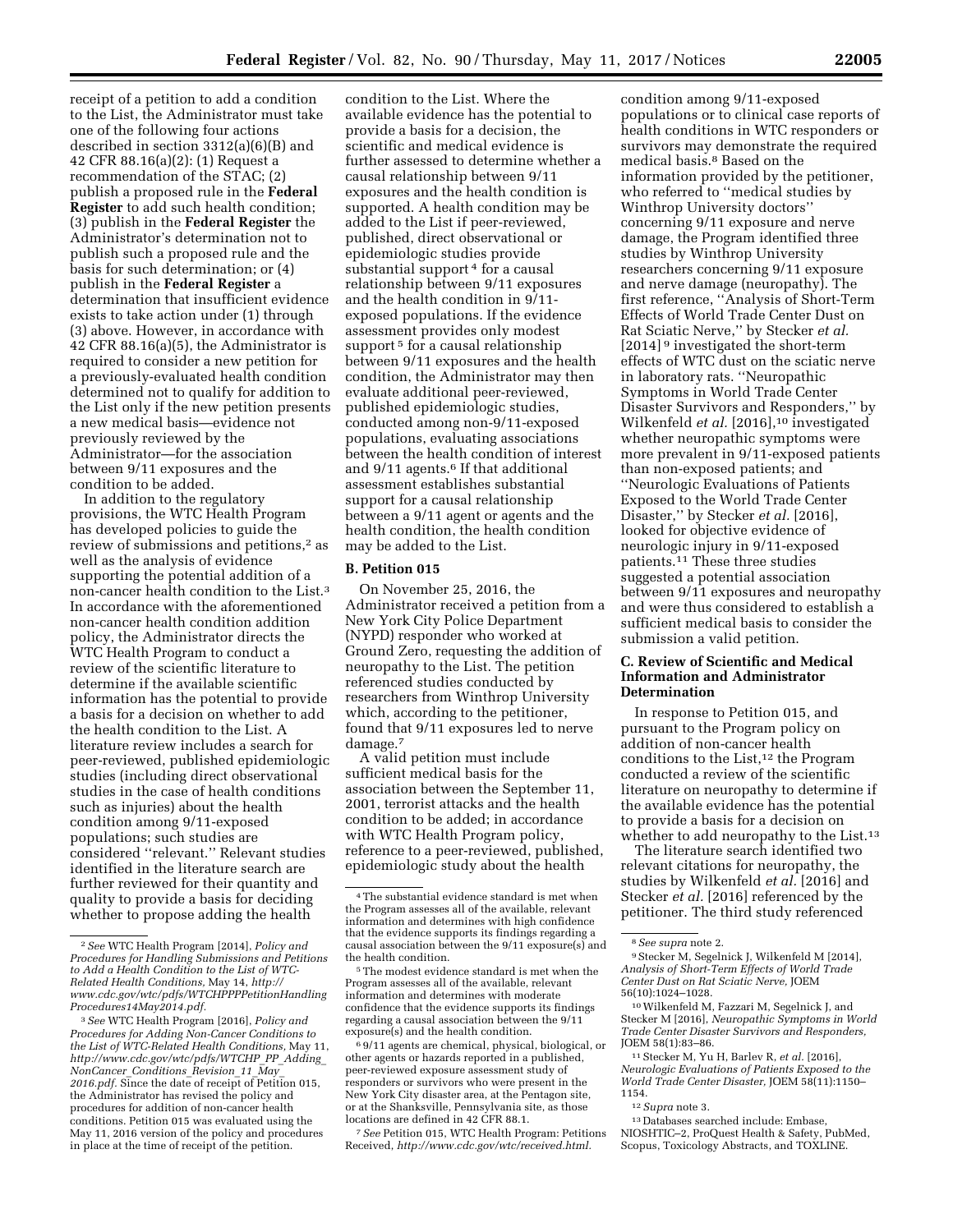receipt of a petition to add a condition to the List, the Administrator must take one of the following four actions described in section 3312(a)(6)(B) and 42 CFR 88.16(a)(2): (1) Request a recommendation of the STAC; (2) publish a proposed rule in the **Federal Register** to add such health condition; (3) publish in the **Federal Register** the Administrator's determination not to publish such a proposed rule and the basis for such determination; or (4) publish in the **Federal Register** a determination that insufficient evidence exists to take action under (1) through (3) above. However, in accordance with 42 CFR 88.16(a)(5), the Administrator is required to consider a new petition for a previously-evaluated health condition determined not to qualify for addition to the List only if the new petition presents a new medical basis—evidence not previously reviewed by the Administrator—for the association between 9/11 exposures and the condition to be added.

In addition to the regulatory provisions, the WTC Health Program has developed policies to guide the review of submissions and petitions,[2] as well as the analysis of evidence supporting the potential addition of a non-cancer health condition to the List.[3] In accordance with the aforementioned non-cancer health condition addition policy, the Administrator directs the WTC Health Program to conduct a review of the scientific literature to determine if the available scientific information has the potential to provide a basis for a decision on whether to add the health condition to the List. A literature review includes a search for peer-reviewed, published epidemiologic studies (including direct observational studies in the case of health conditions such as injuries) about the health condition among 9/11-exposed populations; such studies are considered ''relevant.'' Relevant studies identified in the literature search are further reviewed for their quantity and quality to provide a basis for deciding whether to propose adding the health condition to the List. Where the available evidence has the potential to provide a basis for a decision, the scientific and medical evidence is further assessed to determine whether a causal relationship between 9/11 exposures and the health condition is supported. A health condition may be added to the List if peer-reviewed, published, direct observational or epidemiologic studies provide substantial support[4] for a causal relationship between 9/11 exposures and the health condition in 9/11-exposed populations. If the evidence assessment provides only modest support[5] for a causal relationship between 9/11 exposures and the health condition, the Administrator may then evaluate additional peer-reviewed, published epidemiologic studies, conducted among non-9/11-exposed populations, evaluating associations between the health condition of interest and 9/11 agents.[6] If that additional assessment establishes substantial support for a causal relationship between a 9/11 agent or agents and the health condition, the health condition may be added to the List.

### B. Petition 015

On November 25, 2016, the Administrator received a petition from a New York City Police Department (NYPD) responder who worked at Ground Zero, requesting the addition of neuropathy to the List. The petition referenced studies conducted by researchers from Winthrop University which, according to the petitioner, found that 9/11 exposures led to nerve damage.[7]

A valid petition must include sufficient medical basis for the association between the September 11, 2001, terrorist attacks and the health condition to be added; in accordance with WTC Health Program policy, reference to a peer-reviewed, published, epidemiologic study about the health condition among 9/11-exposed populations or to clinical case reports of health conditions in WTC responders or survivors may demonstrate the required medical basis.[8] Based on the information provided by the petitioner, who referred to ''medical studies by Winthrop University doctors'' concerning 9/11 exposure and nerve damage, the Program identified three studies by Winthrop University researchers concerning 9/11 exposure and nerve damage (neuropathy). The first reference, ''Analysis of Short-Term Effects of World Trade Center Dust on Rat Sciatic Nerve,'' by Stecker *et al.* [2014][9] investigated the short-term effects of WTC dust on the sciatic nerve in laboratory rats. ''Neuropathic Symptoms in World Trade Center Disaster Survivors and Responders,'' by Wilkenfeld *et al.* [2016],[10] investigated whether neuropathic symptoms were more prevalent in 9/11-exposed patients than non-exposed patients; and ''Neurologic Evaluations of Patients Exposed to the World Trade Center Disaster,'' by Stecker *et al.* [2016], looked for objective evidence of neurologic injury in 9/11-exposed patients.[11] These three studies suggested a potential association between 9/11 exposures and neuropathy and were thus considered to establish a sufficient medical basis to consider the submission a valid petition.

### C. Review of Scientific and Medical Information and Administrator Determination

In response to Petition 015, and pursuant to the Program policy on addition of non-cancer health conditions to the List,[12] the Program conducted a review of the scientific literature on neuropathy to determine if the available evidence has the potential to provide a basis for a decision on whether to add neuropathy to the List.[13]

The literature search identified two relevant citations for neuropathy, the studies by Wilkenfeld *et al.* [2016] and Stecker *et al.* [2016] referenced by the petitioner. The third study referenced

---

[2] *See* WTC Health Program [2014], *Policy and Procedures for Handling Submissions and Petitions to Add a Health Condition to the List of WTC-Related Health Conditions,* May 14, *http://www.cdc.gov/wtc/pdfs/WTCHPPPPetitionHandlingProcedures14May2014.pdf.*

[3] *See* WTC Health Program [2016], *Policy and Procedures for Adding Non-Cancer Conditions to the List of WTC-Related Health Conditions,* May 11, *http://www.cdc.gov/wtc/pdfs/WTCHP_PP_Adding_NonCancer_Conditions_Revision_11_May_2016.pdf.* Since the date of receipt of Petition 015, the Administrator has revised the policy and procedures for addition of non-cancer health conditions. Petition 015 was evaluated using the May 11, 2016 version of the policy and procedures in place at the time of receipt of the petition.

[4] The substantial evidence standard is met when the Program assesses all of the available, relevant information and determines with high confidence that the evidence supports its findings regarding a causal association between the 9/11 exposure(s) and the health condition.

[5] The modest evidence standard is met when the Program assesses all of the available, relevant information and determines with moderate confidence that the evidence supports its findings regarding a causal association between the 9/11 exposure(s) and the health condition.

[6] 9/11 agents are chemical, physical, biological, or other agents or hazards reported in a published, peer-reviewed exposure assessment study of responders or survivors who were present in the New York City disaster area, at the Pentagon site, or at the Shanksville, Pennsylvania site, as those locations are defined in 42 CFR 88.1.

[7] *See* Petition 015, WTC Health Program: Petitions Received, *http://www.cdc.gov/wtc/received.html.*

[8] *See supra* note 2.

[9] Stecker M, Segelnick J, Wilkenfeld M [2014], *Analysis of Short-Term Effects of World Trade Center Dust on Rat Sciatic Nerve,* JOEM 56(10):1024–1028.

[10] Wilkenfeld M, Fazzari M, Segelnick J, and Stecker M [2016], *Neuropathic Symptoms in World Trade Center Disaster Survivors and Responders,* JOEM 58(1):83–86.

[11] Stecker M, Yu H, Barlev R, *et al.* [2016], *Neurologic Evaluations of Patients Exposed to the World Trade Center Disaster,* JOEM 58(11):1150–1154.

[12] *Supra* note 3.

[13] Databases searched include: Embase, NIOSHTIC–2, ProQuest Health & Safety, PubMed, Scopus, Toxicology Abstracts, and TOXLINE.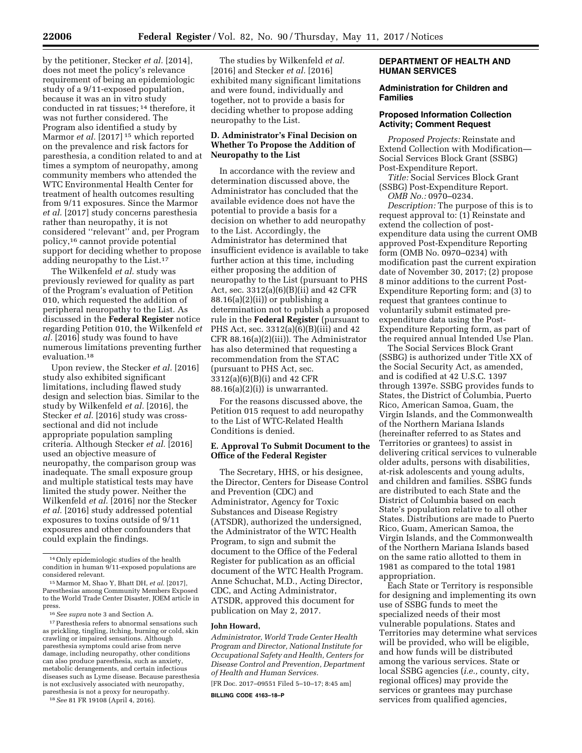by the petitioner, Stecker *et al.* [2014], does not meet the policy's relevance requirement of being an epidemiologic study of a 9/11-exposed population, because it was an in vitro study conducted in rat tissues;[14] therefore, it was not further considered. The Program also identified a study by Marmor *et al.* [2017][15] which reported on the prevalence and risk factors for paresthesia, a condition related to and at times a symptom of neuropathy, among community members who attended the WTC Environmental Health Center for treatment of health outcomes resulting from 9/11 exposures. Since the Marmor *et al.* [2017] study concerns paresthesia rather than neuropathy, it is not considered ''relevant'' and, per Program policy,[16] cannot provide potential support for deciding whether to propose adding neuropathy to the List.[17]

The Wilkenfeld *et al.* study was previously reviewed for quality as part of the Program's evaluation of Petition 010, which requested the addition of peripheral neuropathy to the List. As discussed in the **Federal Register** notice regarding Petition 010, the Wilkenfeld *et al.* [2016] study was found to have numerous limitations preventing further evaluation.[18]

Upon review, the Stecker *et al.* [2016] study also exhibited significant limitations, including flawed study design and selection bias. Similar to the study by Wilkenfeld *et al.* [2016], the Stecker *et al.* [2016] study was cross-sectional and did not include appropriate population sampling criteria. Although Stecker *et al.* [2016] used an objective measure of neuropathy, the comparison group was inadequate. The small exposure group and multiple statistical tests may have limited the study power. Neither the Wilkenfeld *et al.* [2016] nor the Stecker *et al.* [2016] study addressed potential exposures to toxins outside of 9/11 exposures and other confounders that could explain the findings.

The studies by Wilkenfeld *et al.* [2016] and Stecker *et al.* [2016] exhibited many significant limitations and were found, individually and together, not to provide a basis for deciding whether to propose adding neuropathy to the List.

### D. Administrator's Final Decision on Whether To Propose the Addition of Neuropathy to the List

In accordance with the review and determination discussed above, the Administrator has concluded that the available evidence does not have the potential to provide a basis for a decision on whether to add neuropathy to the List. Accordingly, the Administrator has determined that insufficient evidence is available to take further action at this time, including either proposing the addition of neuropathy to the List (pursuant to PHS Act, sec. 3312(a)(6)(B)(ii) and 42 CFR 88.16(a)(2)(ii)) or publishing a determination not to publish a proposed rule in the **Federal Register** (pursuant to PHS Act, sec. 3312(a)(6)(B)(iii) and 42 CFR 88.16(a)(2)(iii)). The Administrator has also determined that requesting a recommendation from the STAC (pursuant to PHS Act, sec. 3312(a)(6)(B)(i) and 42 CFR 88.16(a)(2)(i)) is unwarranted.

For the reasons discussed above, the Petition 015 request to add neuropathy to the List of WTC-Related Health Conditions is denied.

### E. Approval To Submit Document to the Office of the Federal Register

The Secretary, HHS, or his designee, the Director, Centers for Disease Control and Prevention (CDC) and Administrator, Agency for Toxic Substances and Disease Registry (ATSDR), authorized the undersigned, the Administrator of the WTC Health Program, to sign and submit the document to the Office of the Federal Register for publication as an official document of the WTC Health Program. Anne Schuchat, M.D., Acting Director, CDC, and Acting Administrator, ATSDR, approved this document for publication on May 2, 2017.

**John Howard,**

*Administrator, World Trade Center Health Program and Director, National Institute for Occupational Safety and Health, Centers for Disease Control and Prevention, Department of Health and Human Services.*

[FR Doc. 2017–09551 Filed 5–10–17; 8:45 am]

**BILLING CODE 4163–18–P**

[14] Only epidemiologic studies of the health condition in human 9/11-exposed populations are considered relevant.

[15] Marmor M, Shao Y, Bhatt DH, *et al.* [2017], Paresthesias among Community Members Exposed to the World Trade Center Disaster, JOEM article in press.

[16] *See supra* note 3 and Section A.

[17] Paresthesia refers to abnormal sensations such as prickling, tingling, itching, burning or cold, skin crawling or impaired sensations. Although paresthesia symptoms could arise from nerve damage, including neuropathy, other conditions can also produce paresthesia, such as anxiety, metabolic derangements, and certain infectious diseases such as Lyme disease. Because paresthesia is not exclusively associated with neuropathy, paresthesia is not a proxy for neuropathy.

[18] *See* 81 FR 19108 (April 4, 2016).

## DEPARTMENT OF HEALTH AND HUMAN SERVICES

### Administration for Children and Families

### Proposed Information Collection Activity; Comment Request

*Proposed Projects:* Reinstate and Extend Collection with Modification—Social Services Block Grant (SSBG) Post-Expenditure Report.

*Title:* Social Services Block Grant (SSBG) Post-Expenditure Report.

*OMB No.:* 0970–0234.

*Description:* The purpose of this is to request approval to: (1) Reinstate and extend the collection of post-expenditure data using the current OMB approved Post-Expenditure Reporting form (OMB No. 0970–0234) with modification past the current expiration date of November 30, 2017; (2) propose 8 minor additions to the current Post-Expenditure Reporting form; and (3) to request that grantees continue to voluntarily submit estimated pre-expenditure data using the Post-Expenditure Reporting form, as part of the required annual Intended Use Plan.

The Social Services Block Grant (SSBG) is authorized under Title XX of the Social Security Act, as amended, and is codified at 42 U.S.C. 1397 through 1397e. SSBG provides funds to States, the District of Columbia, Puerto Rico, American Samoa, Guam, the Virgin Islands, and the Commonwealth of the Northern Mariana Islands (hereinafter referred to as States and Territories or grantees) to assist in delivering critical services to vulnerable older adults, persons with disabilities, at-risk adolescents and young adults, and children and families. SSBG funds are distributed to each State and the District of Columbia based on each State's population relative to all other States. Distributions are made to Puerto Rico, Guam, American Samoa, the Virgin Islands, and the Commonwealth of the Northern Mariana Islands based on the same ratio allotted to them in 1981 as compared to the total 1981 appropriation.

Each State or Territory is responsible for designing and implementing its own use of SSBG funds to meet the specialized needs of their most vulnerable populations. States and Territories may determine what services will be provided, who will be eligible, and how funds will be distributed among the various services. State or local SSBG agencies (*i.e.,* county, city, regional offices) may provide the services or grantees may purchase services from qualified agencies,